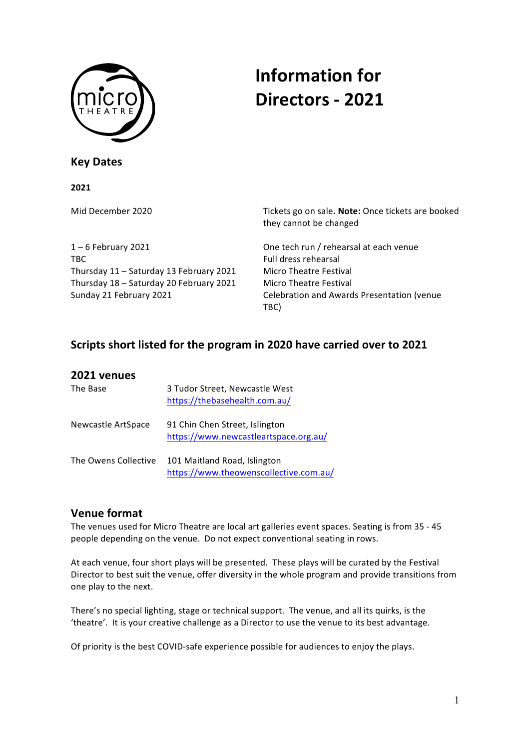# Information for Directors - 2021

## Key Dates

**2021**

| | |
|---|---|
| Mid December 2020 | Tickets go on sale. **Note:** Once tickets are booked they cannot be changed |
| 1 – 6 February 2021 | One tech run / rehearsal at each venue |
| TBC | Full dress rehearsal |
| Thursday 11 – Saturday 13 February 2021 | Micro Theatre Festival |
| Thursday 18 – Saturday 20 February 2021 | Micro Theatre Festival |
| Sunday 21 February 2021 | Celebration and Awards Presentation (venue TBC) |

## Scripts short listed for the program in 2020 have carried over to 2021

## 2021 venues

| | |
|---|---|
| The Base | 3 Tudor Street, Newcastle West<br>https://thebasehealth.com.au/ |
| Newcastle ArtSpace | 91 Chin Chen Street, Islington<br>https://www.newcastleartspace.org.au/ |
| The Owens Collective | 101 Maitland Road, Islington<br>https://www.theowenscollective.com.au/ |

## Venue format

The venues used for Micro Theatre are local art galleries event spaces. Seating is from 35 - 45 people depending on the venue. Do not expect conventional seating in rows.

At each venue, four short plays will be presented. These plays will be curated by the Festival Director to best suit the venue, offer diversity in the whole program and provide transitions from one play to the next.

There's no special lighting, stage or technical support. The venue, and all its quirks, is the 'theatre'. It is your creative challenge as a Director to use the venue to its best advantage.

Of priority is the best COVID-safe experience possible for audiences to enjoy the plays.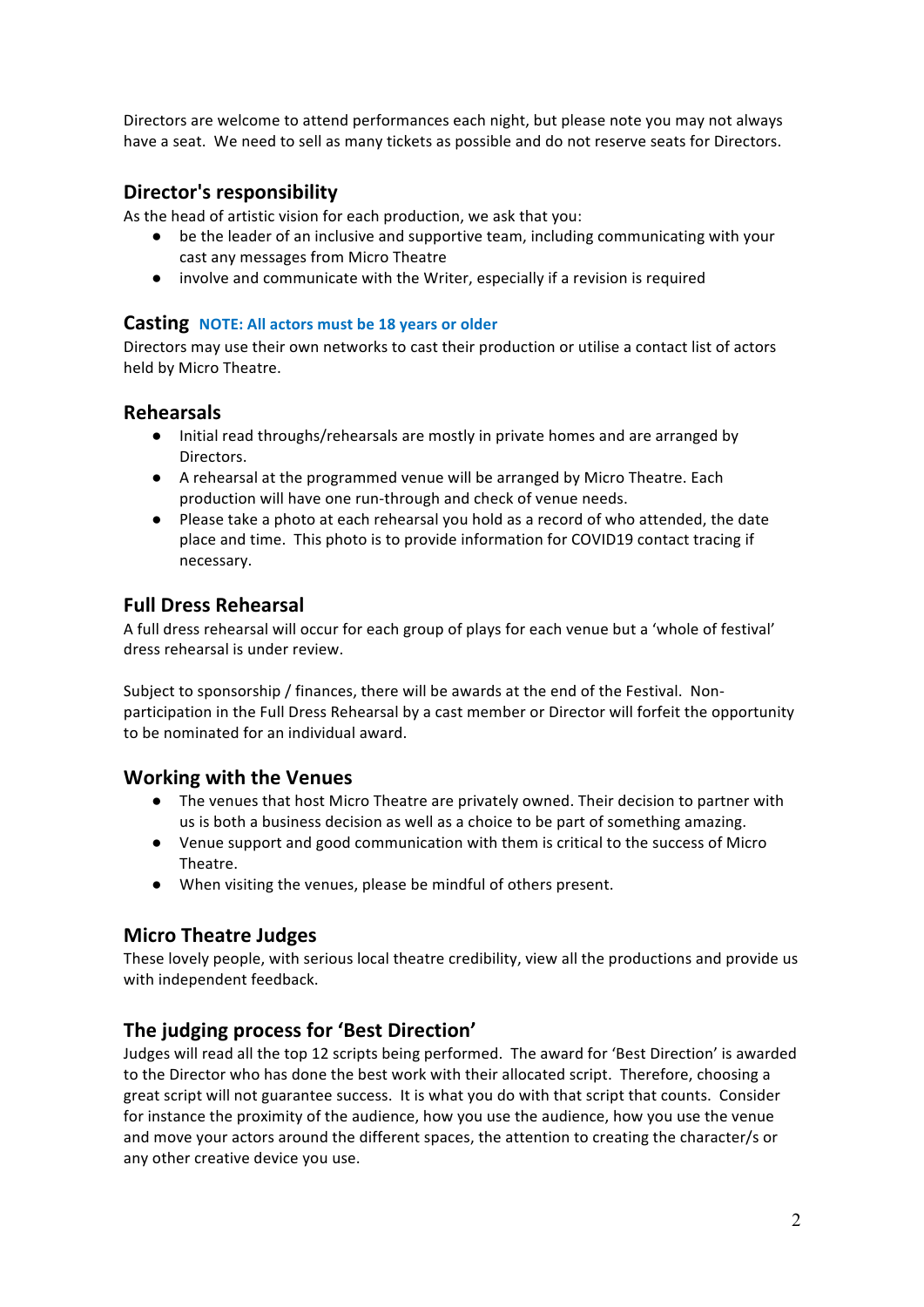Directors are welcome to attend performances each night, but please note you may not always have a seat. We need to sell as many tickets as possible and do not reserve seats for Directors.

## Director's responsibility

As the head of artistic vision for each production, we ask that you:

- be the leader of an inclusive and supportive team, including communicating with your cast any messages from Micro Theatre
- involve and communicate with the Writer, especially if a revision is required

## Casting **NOTE: All actors must be 18 years or older**

Directors may use their own networks to cast their production or utilise a contact list of actors held by Micro Theatre.

## Rehearsals

- Initial read throughs/rehearsals are mostly in private homes and are arranged by Directors.
- A rehearsal at the programmed venue will be arranged by Micro Theatre. Each production will have one run-through and check of venue needs.
- Please take a photo at each rehearsal you hold as a record of who attended, the date place and time. This photo is to provide information for COVID19 contact tracing if necessary.

## Full Dress Rehearsal

A full dress rehearsal will occur for each group of plays for each venue but a 'whole of festival' dress rehearsal is under review.

Subject to sponsorship / finances, there will be awards at the end of the Festival. Non-participation in the Full Dress Rehearsal by a cast member or Director will forfeit the opportunity to be nominated for an individual award.

## Working with the Venues

- The venues that host Micro Theatre are privately owned. Their decision to partner with us is both a business decision as well as a choice to be part of something amazing.
- Venue support and good communication with them is critical to the success of Micro Theatre.
- When visiting the venues, please be mindful of others present.

## Micro Theatre Judges

These lovely people, with serious local theatre credibility, view all the productions and provide us with independent feedback.

## The judging process for 'Best Direction'

Judges will read all the top 12 scripts being performed. The award for 'Best Direction' is awarded to the Director who has done the best work with their allocated script. Therefore, choosing a great script will not guarantee success. It is what you do with that script that counts. Consider for instance the proximity of the audience, how you use the audience, how you use the venue and move your actors around the different spaces, the attention to creating the character/s or any other creative device you use.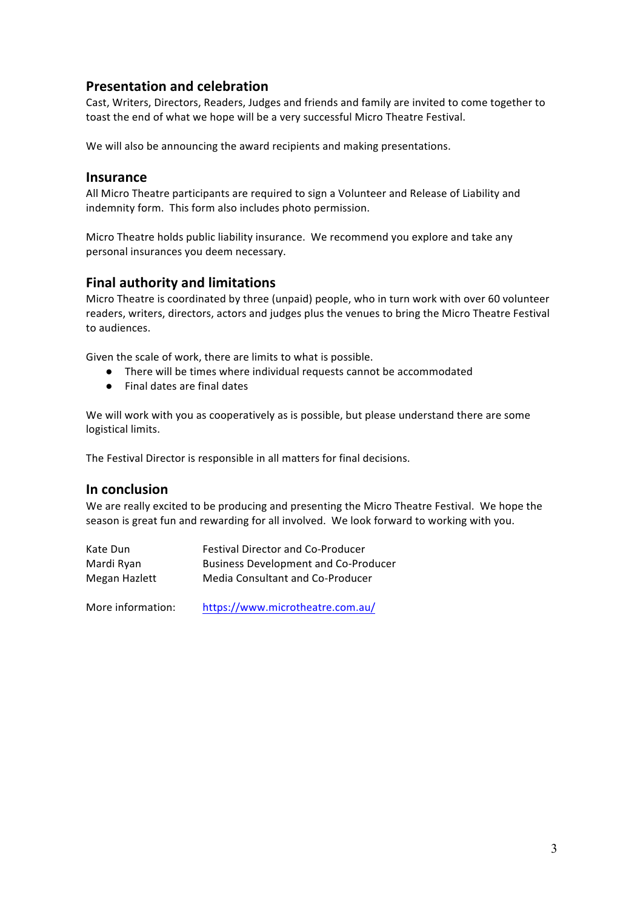## Presentation and celebration

Cast, Writers, Directors, Readers, Judges and friends and family are invited to come together to toast the end of what we hope will be a very successful Micro Theatre Festival.

We will also be announcing the award recipients and making presentations.

## Insurance

All Micro Theatre participants are required to sign a Volunteer and Release of Liability and indemnity form. This form also includes photo permission.

Micro Theatre holds public liability insurance. We recommend you explore and take any personal insurances you deem necessary.

## Final authority and limitations

Micro Theatre is coordinated by three (unpaid) people, who in turn work with over 60 volunteer readers, writers, directors, actors and judges plus the venues to bring the Micro Theatre Festival to audiences.

Given the scale of work, there are limits to what is possible.

- There will be times where individual requests cannot be accommodated
- Final dates are final dates

We will work with you as cooperatively as is possible, but please understand there are some logistical limits.

The Festival Director is responsible in all matters for final decisions.

## In conclusion

We are really excited to be producing and presenting the Micro Theatre Festival. We hope the season is great fun and rewarding for all involved. We look forward to working with you.

| | |
|---|---|
| Kate Dun | Festival Director and Co-Producer |
| Mardi Ryan | Business Development and Co-Producer |
| Megan Hazlett | Media Consultant and Co-Producer |

More information: [https://www.microtheatre.com.au/](https://www.microtheatre.com.au/)